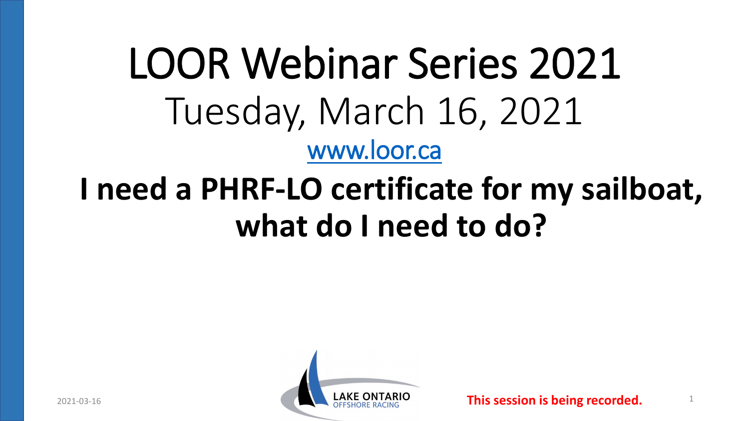# LOOR Webinar Series 2021

Tuesday, March 16, 2021

www.loor.ca

## I need a PHRF-LO certificate for my sailboat, what do I need to do?

LAKE ONTARIO OFFSHORE RACING

2021-03-16

**This session is being recorded.**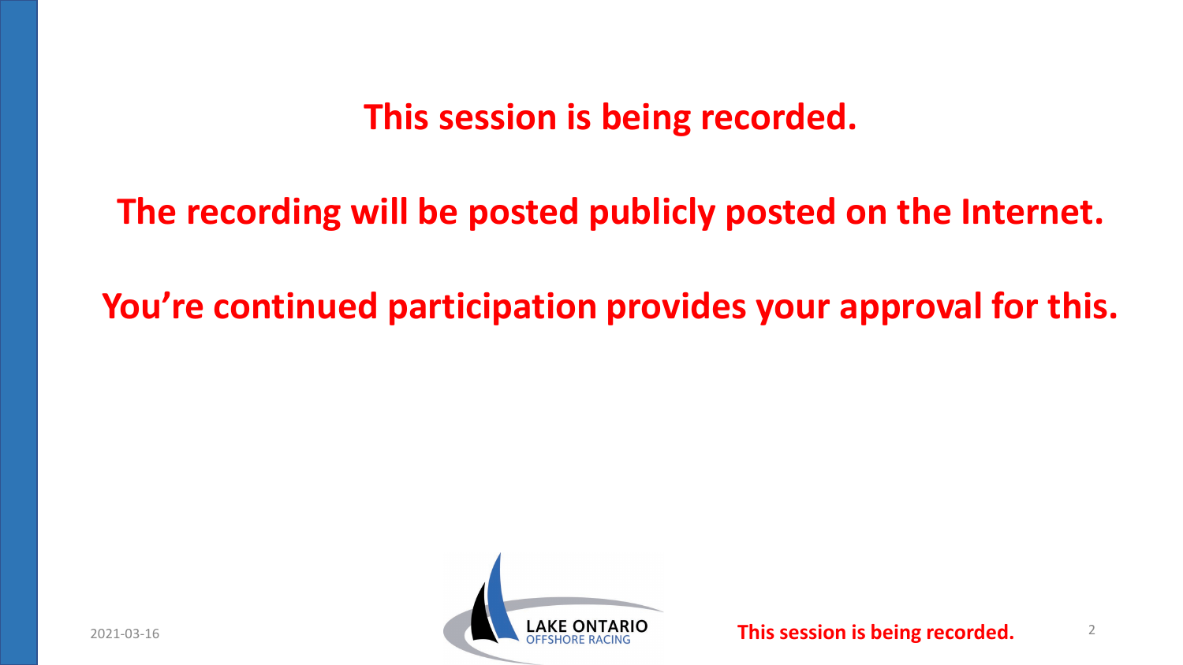**This session is being recorded.**

**The recording will be posted publicly posted on the Internet.**

**You're continued participation provides your approval for this.**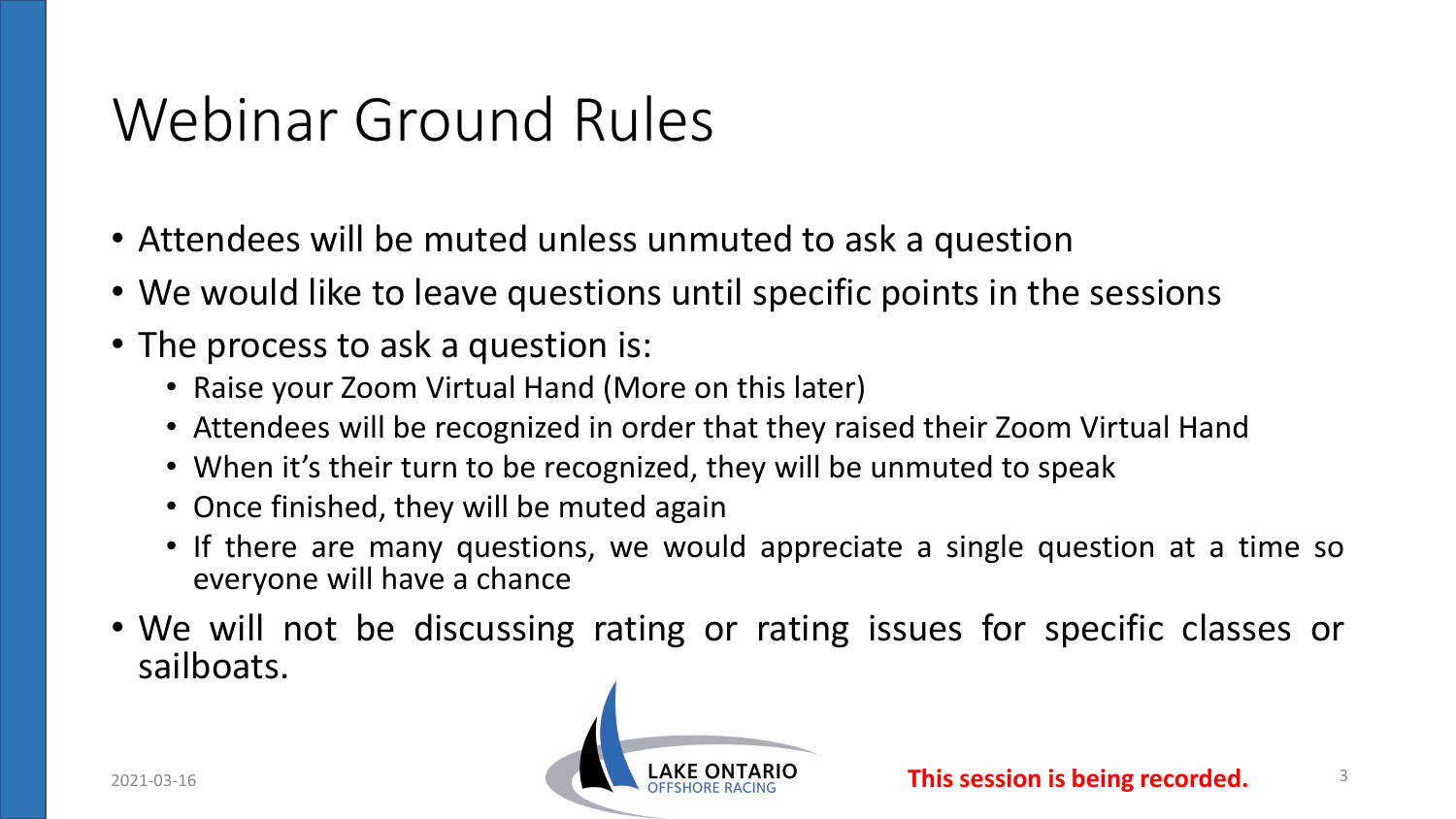# Webinar Ground Rules

- Attendees will be muted unless unmuted to ask a question
- We would like to leave questions until specific points in the sessions
- The process to ask a question is:
  - Raise your Zoom Virtual Hand (More on this later)
  - Attendees will be recognized in order that they raised their Zoom Virtual Hand
  - When it's their turn to be recognized, they will be unmuted to speak
  - Once finished, they will be muted again
  - If there are many questions, we would appreciate a single question at a time so everyone will have a chance
- We will not be discussing rating or rating issues for specific classes or sailboats.

**This session is being recorded.**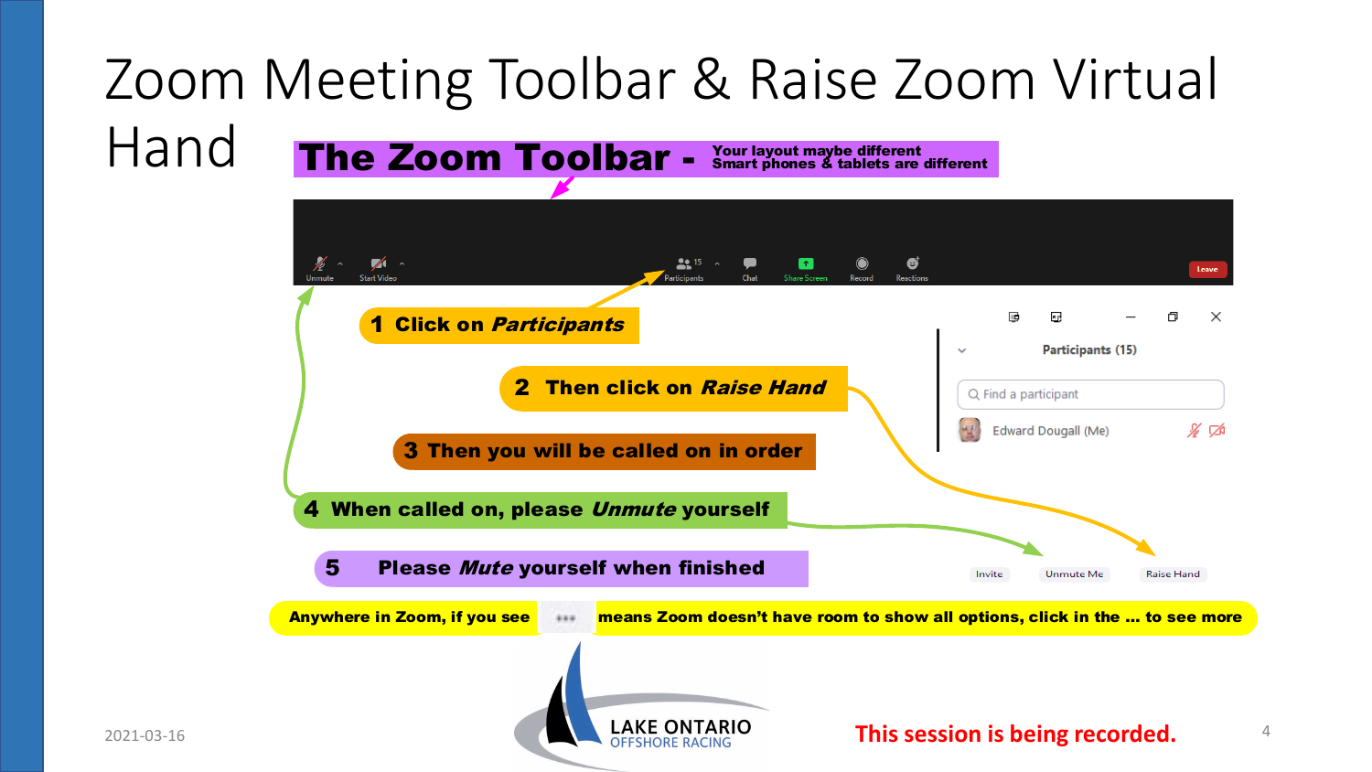# Zoom Meeting Toolbar & Raise Zoom Virtual Hand

**The Zoom Toolbar -** **Your layout maybe different Smart phones & tablets are different**

Unmute | Start Video | Participants 15 | Chat | Share Screen | Record | Reactions | Leave

Participants (15)

Find a participant

Edward Dougall (Me)

**1 Click on *Participants***

**2 Then click on *Raise Hand***

**3 Then you will be called on in order**

**4 When called on, please *Unmute* yourself**

**5 Please *Mute* yourself when finished**

Invite | Unmute Me | Raise Hand

**Anywhere in Zoom, if you see ••• means Zoom doesn't have room to show all options, click in the ... to see more**

2021-03-16

LAKE ONTARIO OFFSHORE RACING

**This session is being recorded.**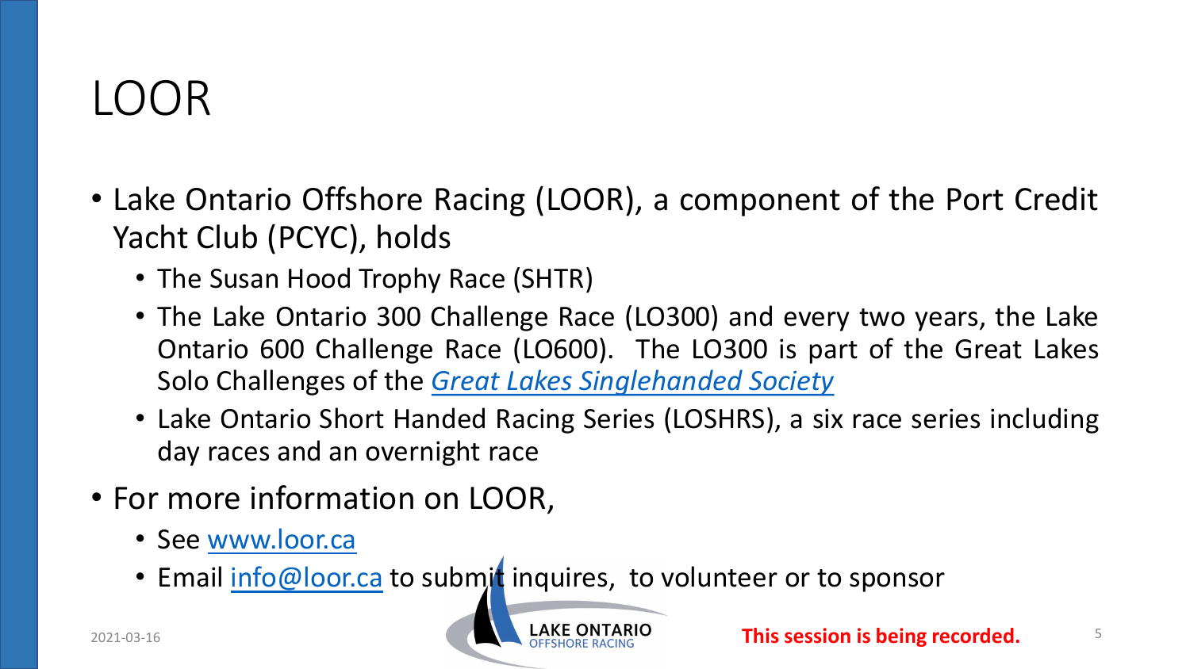# LOOR

- Lake Ontario Offshore Racing (LOOR), a component of the Port Credit Yacht Club (PCYC), holds
  - The Susan Hood Trophy Race (SHTR)
  - The Lake Ontario 300 Challenge Race (LO300) and every two years, the Lake Ontario 600 Challenge Race (LO600). The LO300 is part of the Great Lakes Solo Challenges of the *Great Lakes Singlehanded Society*
  - Lake Ontario Short Handed Racing Series (LOSHRS), a six race series including day races and an overnight race
- For more information on LOOR,
  - See www.loor.ca
  - Email info@loor.ca to submit inquires, to volunteer or to sponsor

**This session is being recorded.**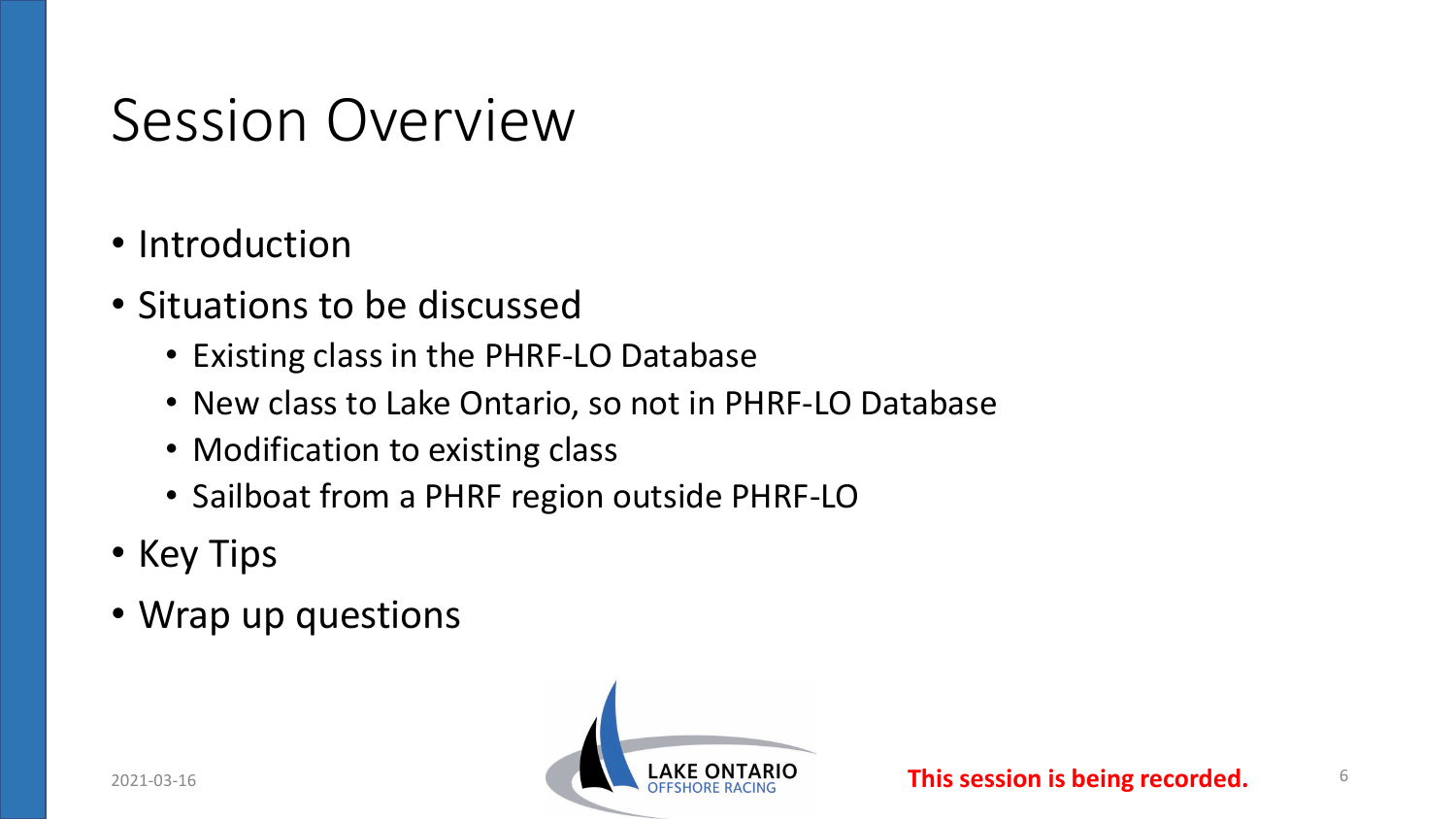# Session Overview

- Introduction
- Situations to be discussed
  - Existing class in the PHRF-LO Database
  - New class to Lake Ontario, so not in PHRF-LO Database
  - Modification to existing class
  - Sailboat from a PHRF region outside PHRF-LO
- Key Tips
- Wrap up questions

**This session is being recorded.**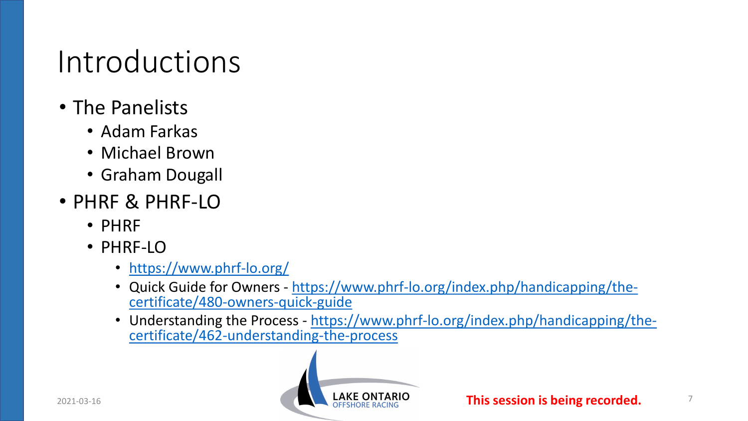# Introductions

- The Panelists
  - Adam Farkas
  - Michael Brown
  - Graham Dougall
- PHRF & PHRF-LO
  - PHRF
  - PHRF-LO
    - https://www.phrf-lo.org/
    - Quick Guide for Owners - https://www.phrf-lo.org/index.php/handicapping/the-certificate/480-owners-quick-guide
    - Understanding the Process - https://www.phrf-lo.org/index.php/handicapping/the-certificate/462-understanding-the-process

**This session is being recorded.**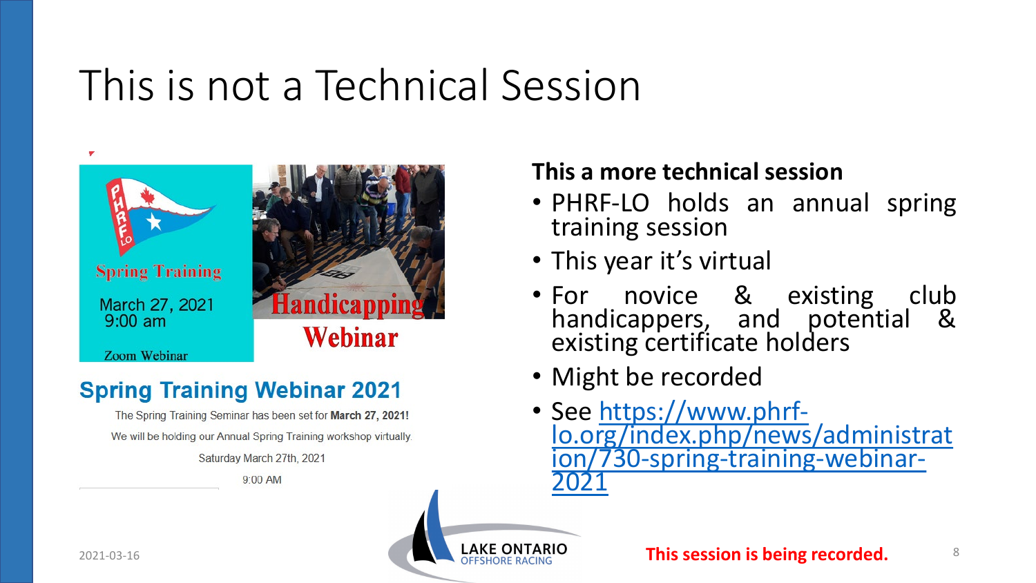# This is not a Technical Session

Spring Training

March 27, 2021
9:00 am

Zoom Webinar

Handicapping Webinar

## Spring Training Webinar 2021

The Spring Training Seminar has been set for **March 27, 2021!**

We will be holding our Annual Spring Training workshop virtually.

Saturday March 27th, 2021

9:00 AM

**This a more technical session**

- PHRF-LO holds an annual spring training session
- This year it's virtual
- For novice & existing club handicappers, and potential & existing certificate holders
- Might be recorded
- See https://www.phrf-lo.org/index.php/news/administration/730-spring-training-webinar-2021

LAKE ONTARIO OFFSHORE RACING

2021-03-16

**This session is being recorded.**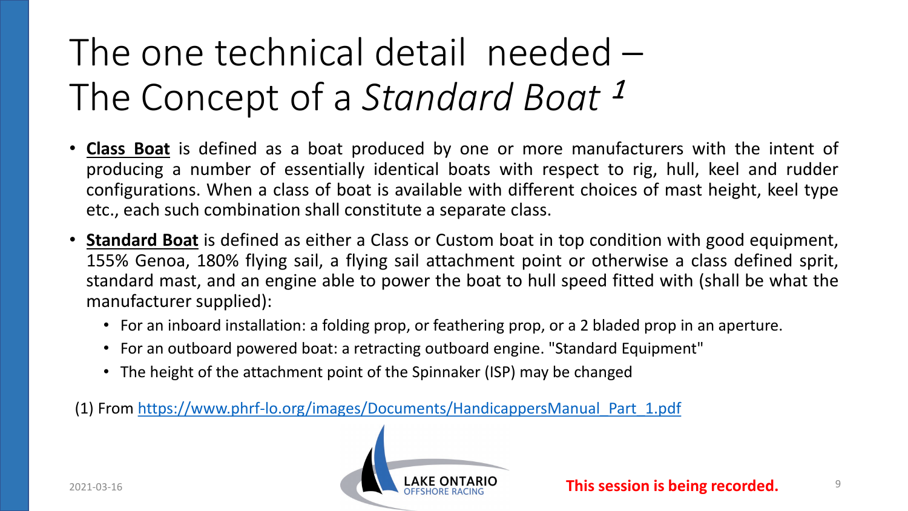# The one technical detail needed – The Concept of a *Standard Boat* [1]

- **Class Boat** is defined as a boat produced by one or more manufacturers with the intent of producing a number of essentially identical boats with respect to rig, hull, keel and rudder configurations. When a class of boat is available with different choices of mast height, keel type etc., each such combination shall constitute a separate class.
- **Standard Boat** is defined as either a Class or Custom boat in top condition with good equipment, 155% Genoa, 180% flying sail, a flying sail attachment point or otherwise a class defined sprit, standard mast, and an engine able to power the boat to hull speed fitted with (shall be what the manufacturer supplied):
  - For an inboard installation: a folding prop, or feathering prop, or a 2 bladed prop in an aperture.
  - For an outboard powered boat: a retracting outboard engine. "Standard Equipment"
  - The height of the attachment point of the Spinnaker (ISP) may be changed

(1) From https://www.phrf-lo.org/images/Documents/HandicappersManual_Part_1.pdf

2021-03-16

LAKE ONTARIO OFFSHORE RACING

**This session is being recorded.**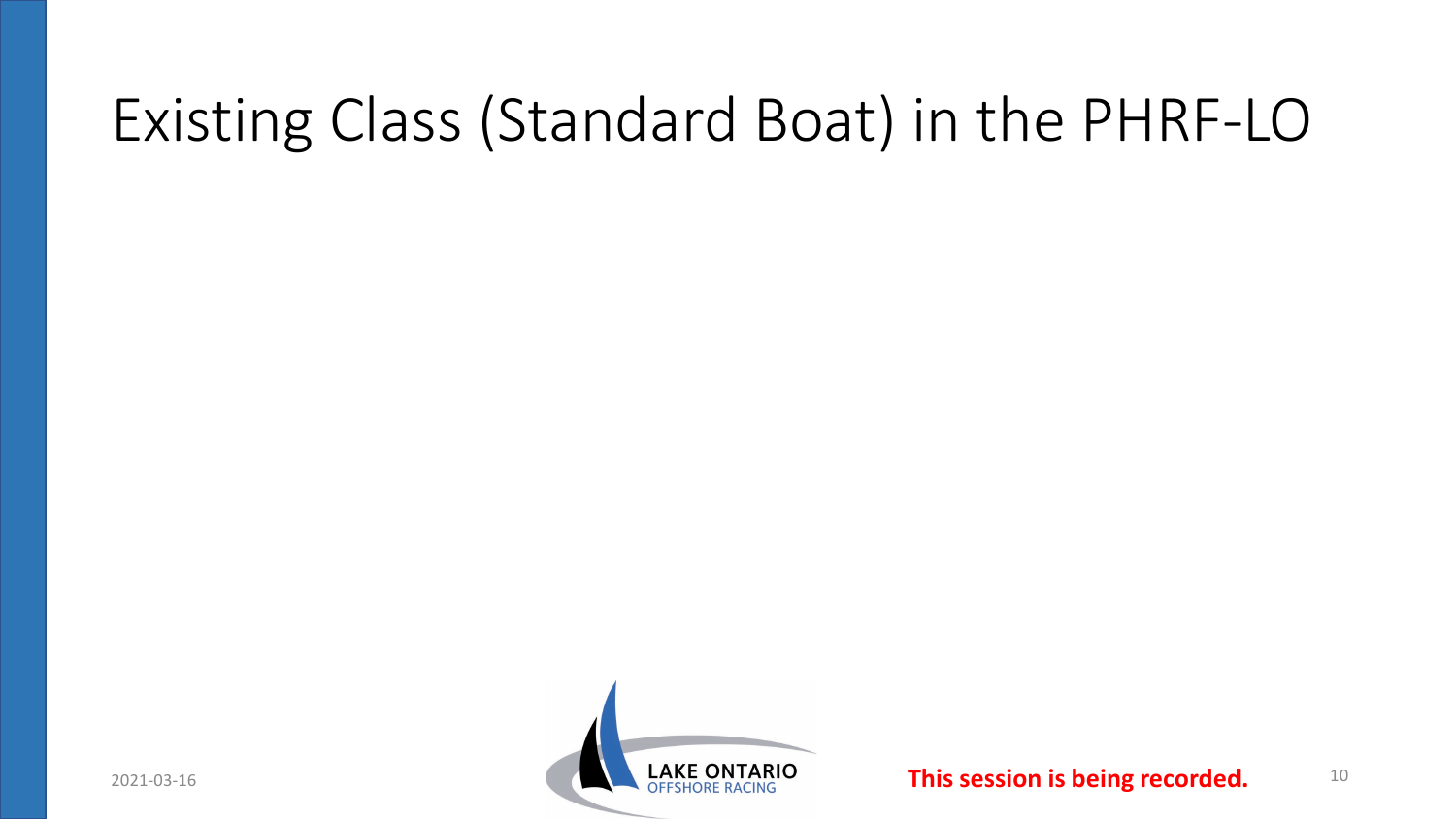# Existing Class (Standard Boat) in the PHRF-LO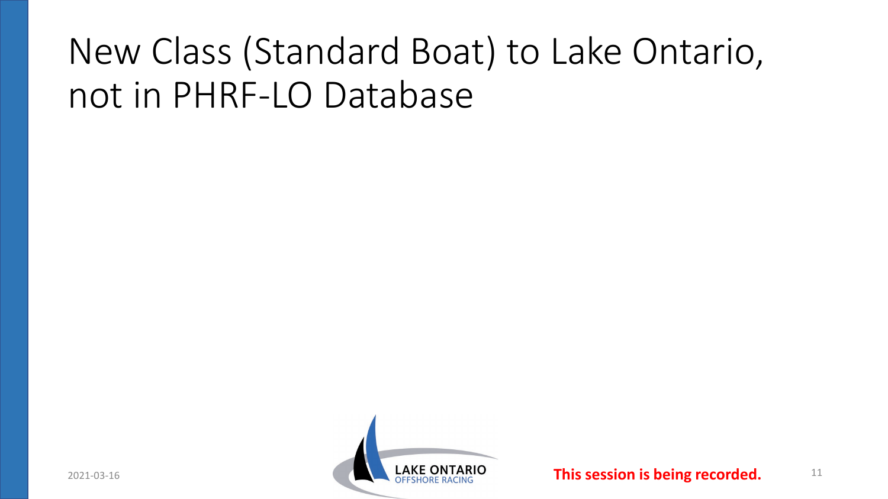# New Class (Standard Boat) to Lake Ontario, not in PHRF-LO Database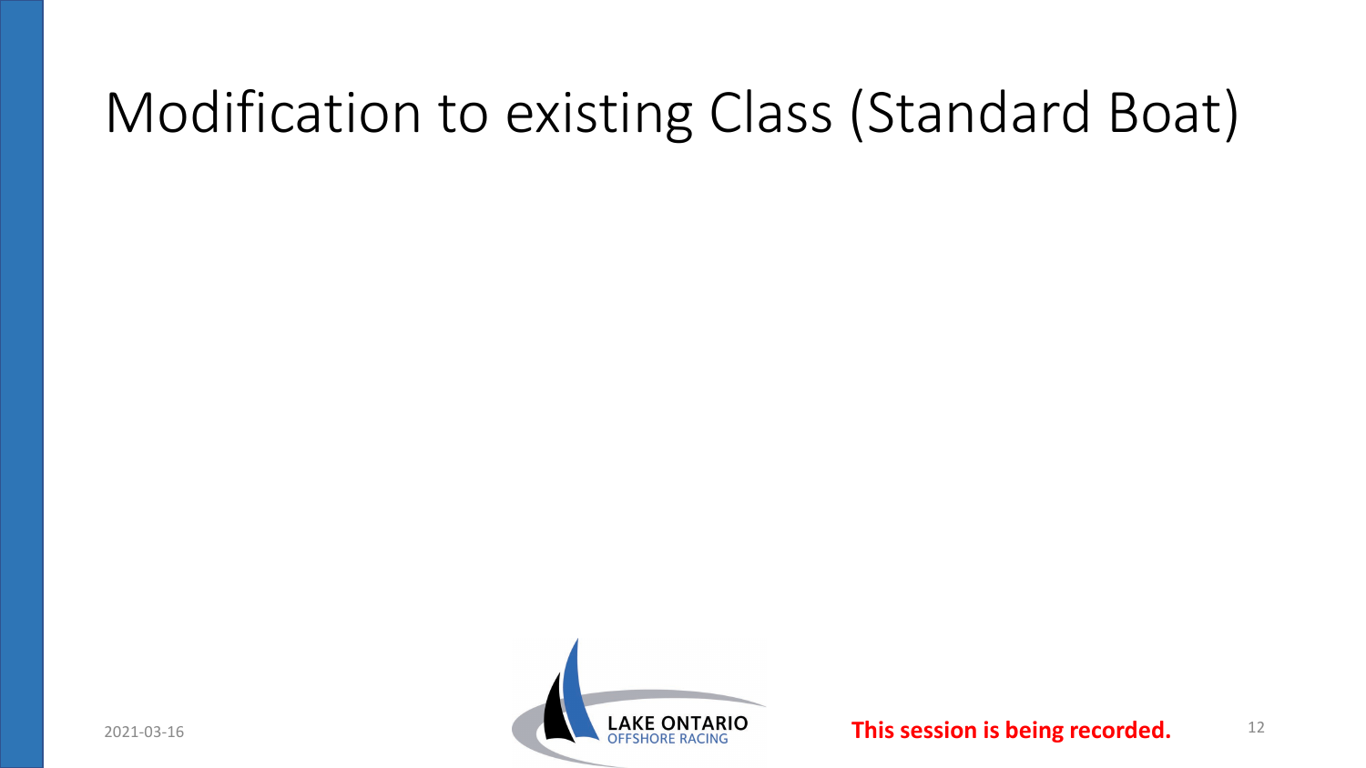# Modification to existing Class (Standard Boat)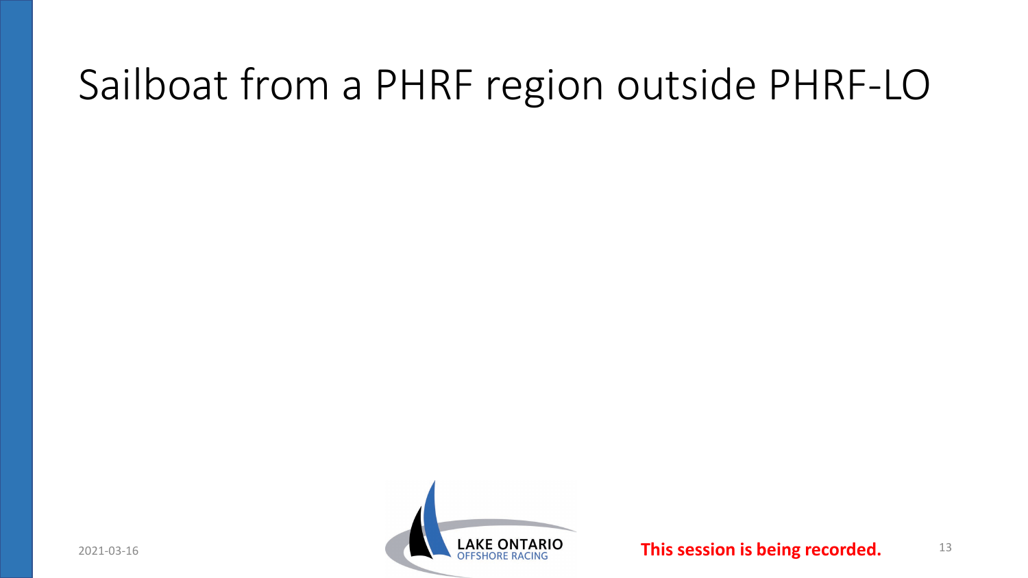# Sailboat from a PHRF region outside PHRF-LO

**This session is being recorded.**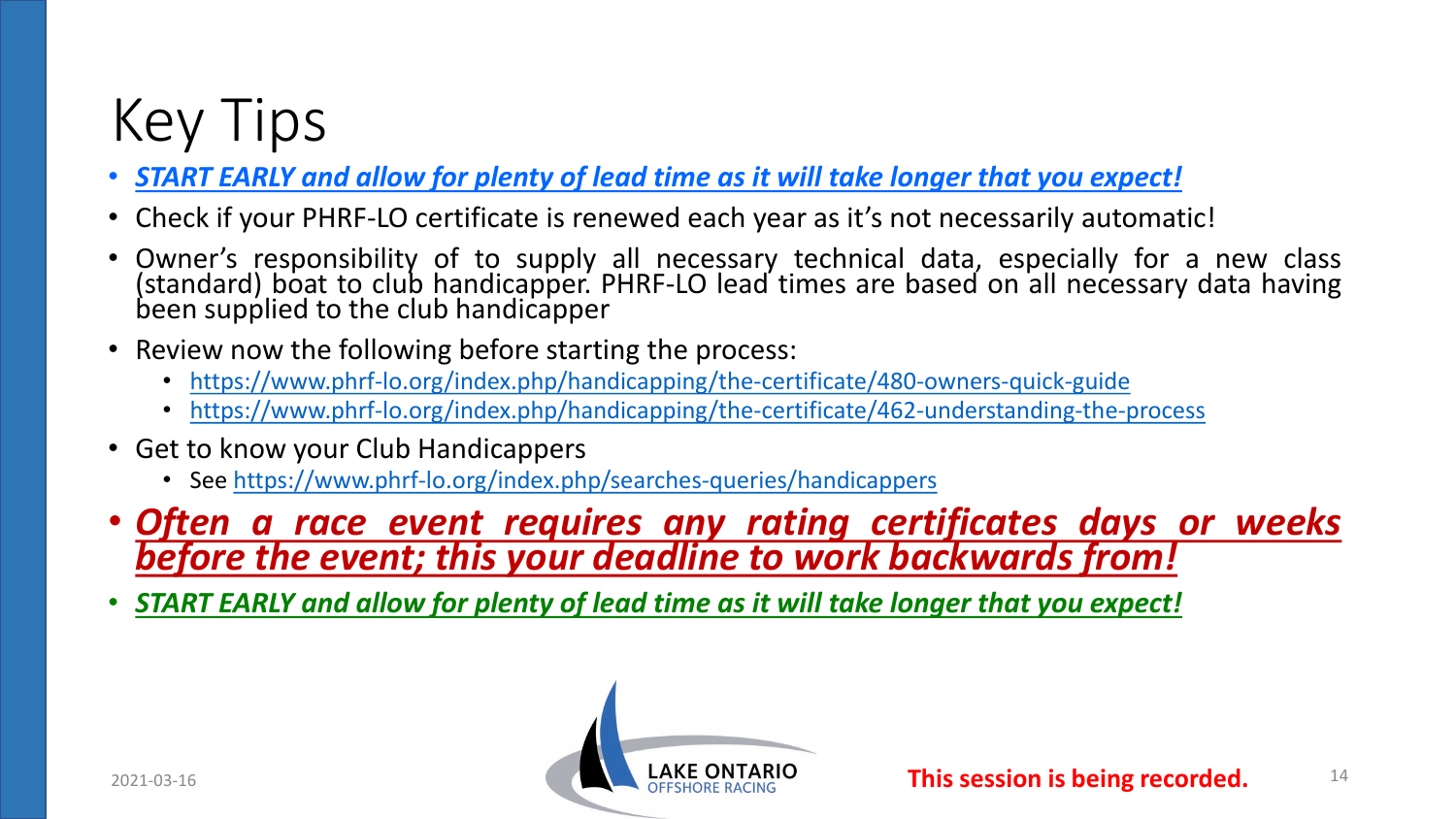# Key Tips

- ***START EARLY and allow for plenty of lead time as it will take longer that you expect!***
- Check if your PHRF-LO certificate is renewed each year as it's not necessarily automatic!
- Owner's responsibility of to supply all necessary technical data, especially for a new class (standard) boat to club handicapper. PHRF-LO lead times are based on all necessary data having been supplied to the club handicapper
- Review now the following before starting the process:
  - https://www.phrf-lo.org/index.php/handicapping/the-certificate/480-owners-quick-guide
  - https://www.phrf-lo.org/index.php/handicapping/the-certificate/462-understanding-the-process
- Get to know your Club Handicappers
  - See https://www.phrf-lo.org/index.php/searches-queries/handicappers
- ***Often a race event requires any rating certificates days or weeks before the event; this your deadline to work backwards from!***
- ***START EARLY and allow for plenty of lead time as it will take longer that you expect!***

2021-03-16

LAKE ONTARIO OFFSHORE RACING

**This session is being recorded.**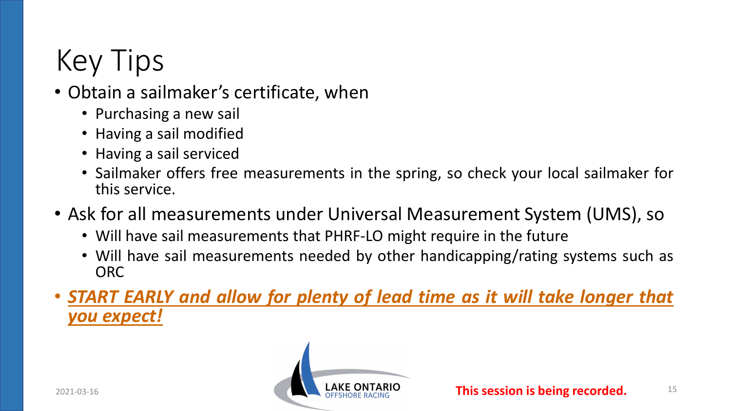# Key Tips

- Obtain a sailmaker's certificate, when
  - Purchasing a new sail
  - Having a sail modified
  - Having a sail serviced
  - Sailmaker offers free measurements in the spring, so check your local sailmaker for this service.
- Ask for all measurements under Universal Measurement System (UMS), so
  - Will have sail measurements that PHRF-LO might require in the future
  - Will have sail measurements needed by other handicapping/rating systems such as ORC
- ***START EARLY and allow for plenty of lead time as it will take longer that you expect!***

This session is being recorded.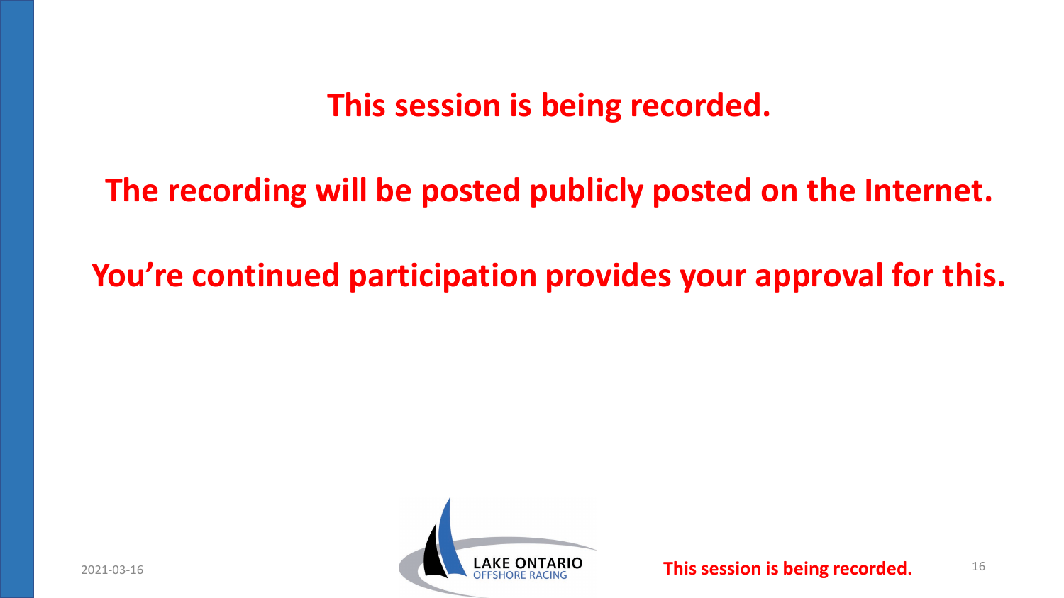**This session is being recorded.**

**The recording will be posted publicly posted on the Internet.**

**You’re continued participation provides your approval for this.**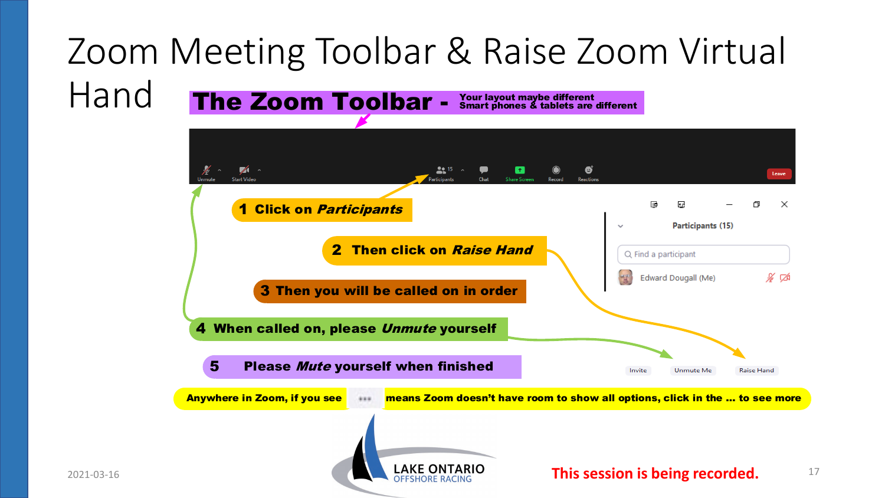# Zoom Meeting Toolbar & Raise Zoom Virtual Hand

**The Zoom Toolbar -** **Your layout maybe different Smart phones & tablets are different**

Unmute | Start Video | Participants 15 | Chat | Share Screen | Record | Reactions | Leave

Participants (15)

Find a participant

Edward Dougall (Me)

Invite | Unmute Me | Raise Hand

**1 Click on *Participants***

**2 Then click on *Raise Hand***

**3 Then you will be called on in order**

**4 When called on, please *Unmute* yourself**

**5 Please *Mute* yourself when finished**

**Anywhere in Zoom, if you see ••• means Zoom doesn't have room to show all options, click in the ... to see more**

LAKE ONTARIO OFFSHORE RACING

This session is being recorded.

2021-03-16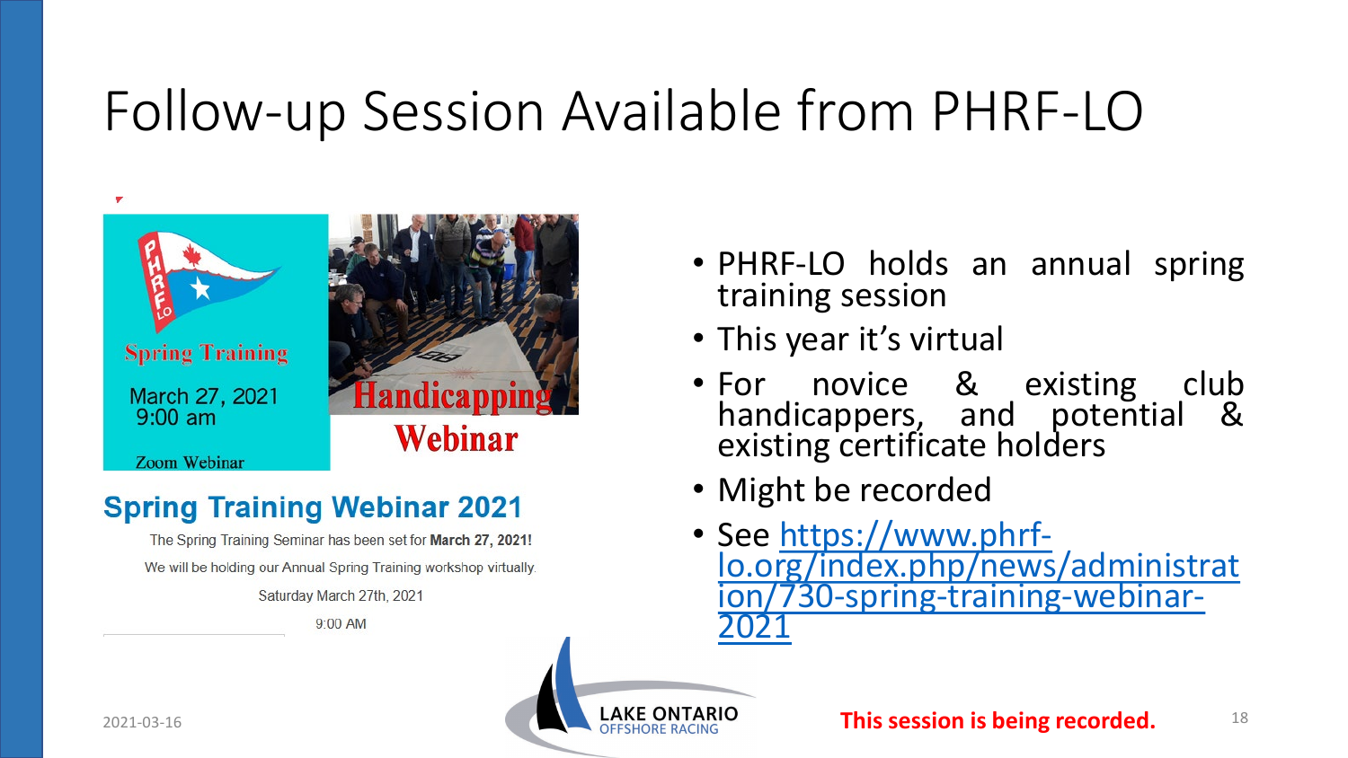# Follow-up Session Available from PHRF-LO

Spring Training

March 27, 2021
9:00 am

Zoom Webinar

Handicapping Webinar

## Spring Training Webinar 2021

The Spring Training Seminar has been set for **March 27, 2021!**

We will be holding our Annual Spring Training workshop virtually.

Saturday March 27th, 2021

9:00 AM

- PHRF-LO holds an annual spring training session
- This year it's virtual
- For novice & existing club handicappers, and potential & existing certificate holders
- Might be recorded
- See https://www.phrf-lo.org/index.php/news/administration/730-spring-training-webinar-2021

2021-03-16

LAKE ONTARIO OFFSHORE RACING

**This session is being recorded.**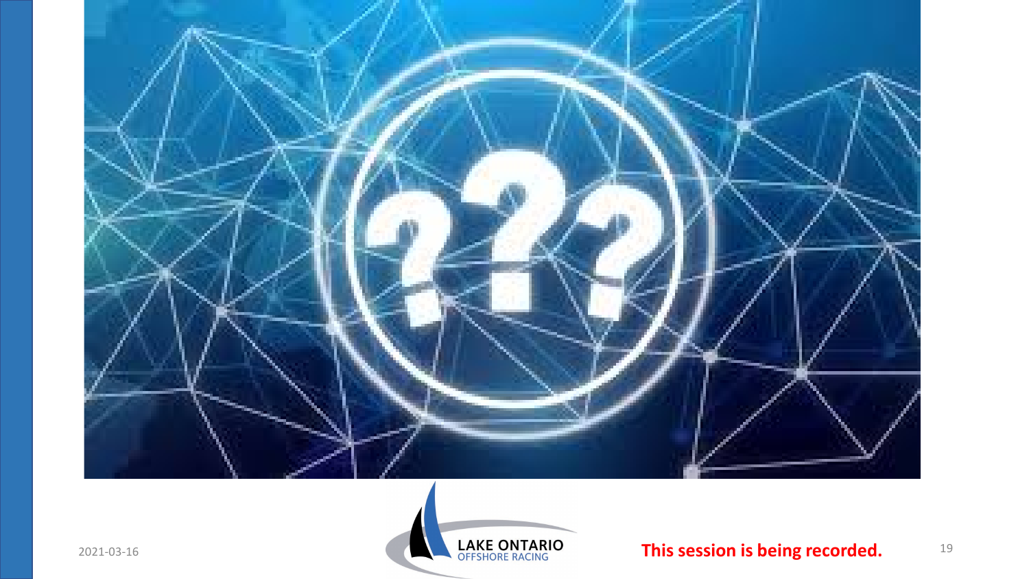**This session is being recorded.**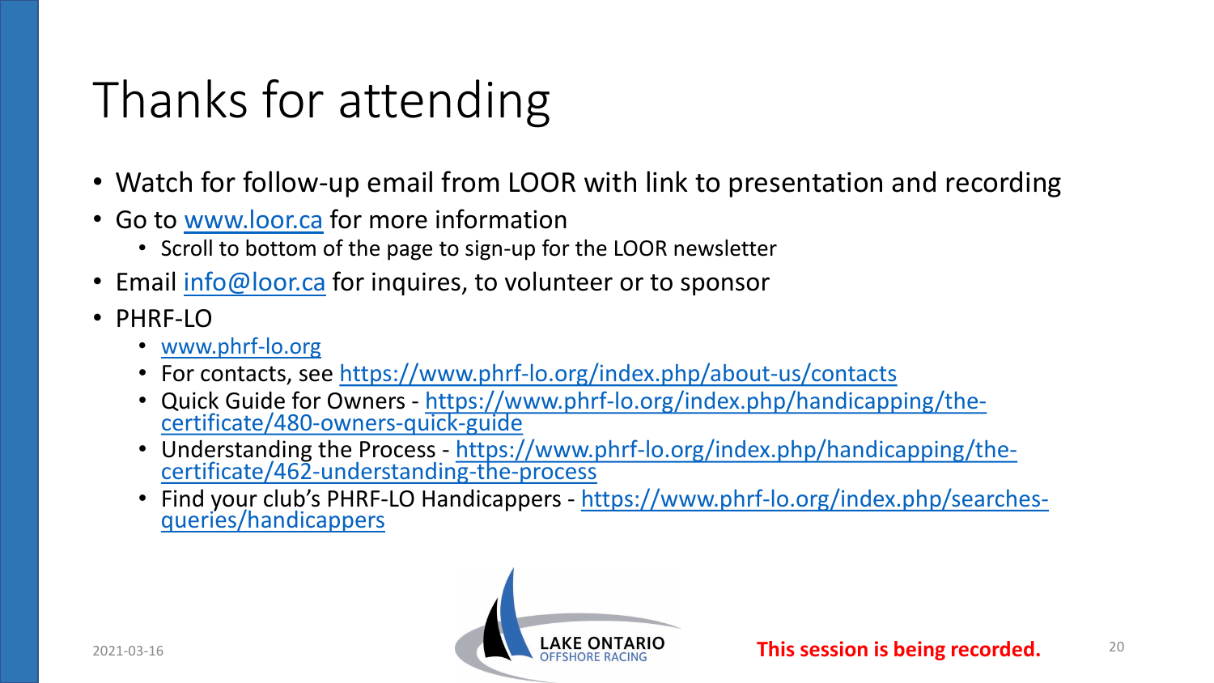# Thanks for attending

- Watch for follow-up email from LOOR with link to presentation and recording
- Go to www.loor.ca for more information
  - Scroll to bottom of the page to sign-up for the LOOR newsletter
- Email info@loor.ca for inquires, to volunteer or to sponsor
- PHRF-LO
  - www.phrf-lo.org
  - For contacts, see https://www.phrf-lo.org/index.php/about-us/contacts
  - Quick Guide for Owners - https://www.phrf-lo.org/index.php/handicapping/the-certificate/480-owners-quick-guide
  - Understanding the Process - https://www.phrf-lo.org/index.php/handicapping/the-certificate/462-understanding-the-process
  - Find your club's PHRF-LO Handicappers - https://www.phrf-lo.org/index.php/searches-queries/handicappers

LAKE ONTARIO OFFSHORE RACING

2021-03-16

**This session is being recorded.**